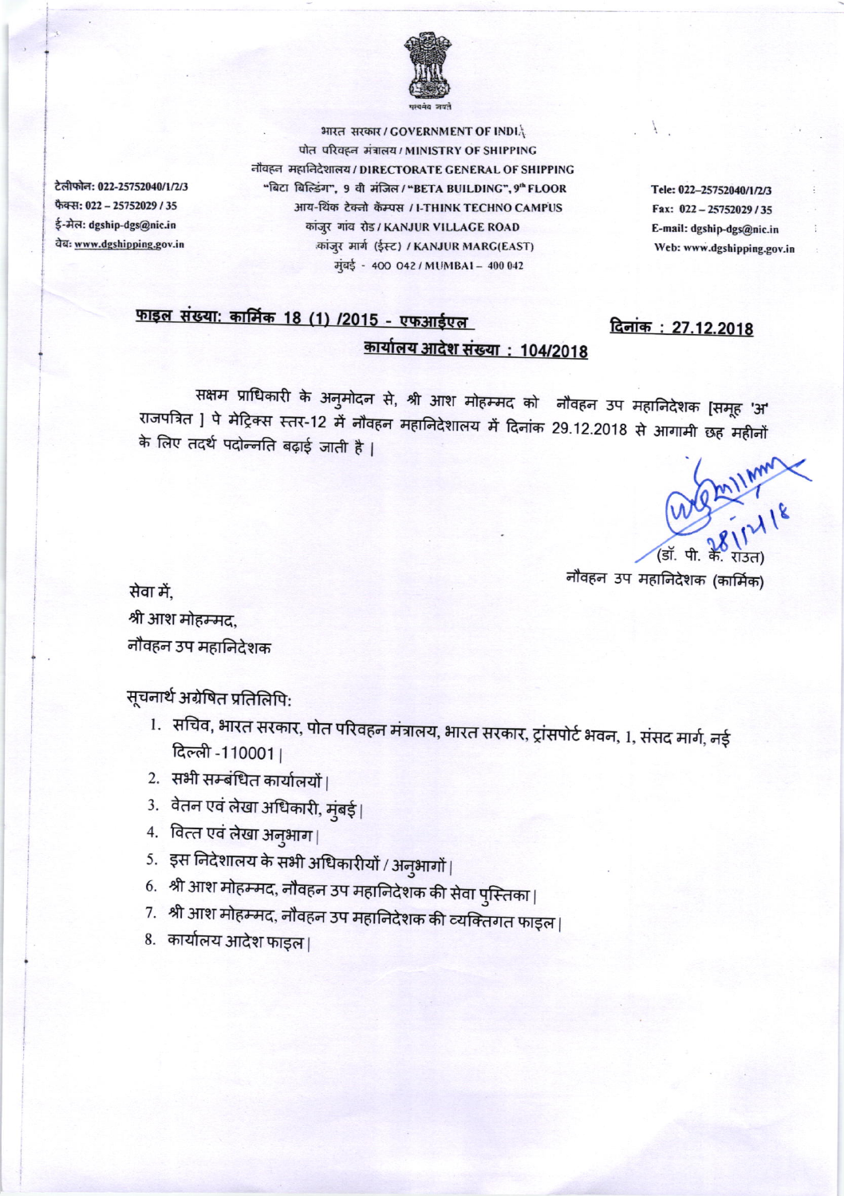सत्यमेव जयते

भारत सरकार / GOVERNMENT OF INDIA
पोत परिवहन मंत्रालय / MINISTRY OF SHIPPING
नौवहन महानिदेशालय / DIRECTORATE GENERAL OF SHIPPING
"बिटा बिल्डिंग", 9 वी मंजिल / "BETA BUILDING", 9th FLOOR
आय-थिंक टेक्नो कॅम्पस / I-THINK TECHNO CAMPUS
कांजुर गांव रोड / KANJUR VILLAGE ROAD
कांजुर मार्ग (ईस्ट) / KANJUR MARG(EAST)
मुंबई - 400 042 / MUMBAI – 400 042

टेलीफोन: 022-25752040/1/2/3
फॅक्स: 022 – 25752029 / 35
ई-मेल: dgship-dgs@nic.in
वेब: www.dgshipping.gov.in

Tele: 022–25752040/1/2/3
Fax: 022 – 25752029 / 35
E-mail: dgship-dgs@nic.in
Web: www.dgshipping.gov.in

**फाइल संख्या: कार्मिक 18 (1) /2015 - एफआईएल** **दिनांक : 27.12.2018**

**कार्यालय आदेश संख्या : 104/2018**

सक्षम प्राधिकारी के अनुमोदन से, श्री आश मोहम्मद को नौवहन उप महानिदेशक [समूह 'अ' राजपत्रित ] पे मेट्रिक्स स्तर-12 में नौवहन महानिदेशालय में दिनांक 29.12.2018 से आगामी छह महीनों के लिए तदर्थ पदोन्नति बढ़ाई जाती है ।

28/12/18
(डॉ. पी. के. राउत)
नौवहन उप महानिदेशक (कार्मिक)

सेवा में,
श्री आश मोहम्मद,
नौवहन उप महानिदेशक

सूचनार्थ अग्रेषित प्रतिलिपि:

1. सचिव, भारत सरकार, पोत परिवहन मंत्रालय, भारत सरकार, ट्रांसपोर्ट भवन, 1, संसद मार्ग, नई दिल्ली -110001 |
2. सभी सम्बंधित कार्यालयों |
3. वेतन एवं लेखा अधिकारी, मुंबई |
4. वित्त एवं लेखा अनुभाग |
5. इस निदेशालय के सभी अधिकारीयों / अनुभागों |
6. श्री आश मोहम्मद, नौवहन उप महानिदेशक की सेवा पुस्तिका |
7. श्री आश मोहम्मद, नौवहन उप महानिदेशक की व्यक्तिगत फाइल |
8. कार्यालय आदेश फाइल |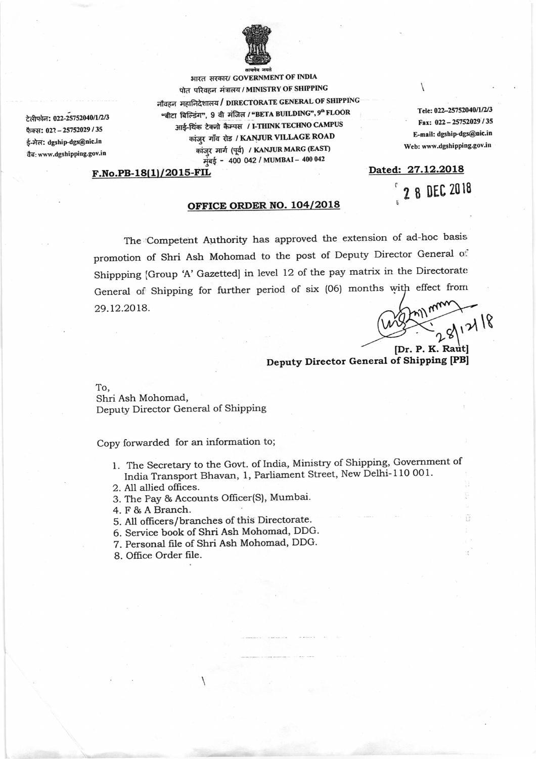भारत सरकार/ GOVERNMENT OF INDIA
पोत परिवहन मंत्रालय / MINISTRY OF SHIPPING
नौवहन महानिदेशालय / DIRECTORATE GENERAL OF SHIPPING
"बीटा बिल्डिंग", 9 वी मंजिल / "BETA BUILDING", 9th FLOOR
आई-थिंक टेक्नो कैम्पस / I-THINK TECHNO CAMPUS
कांजुर गाँव रोड / KANJUR VILLAGE ROAD
कांजुर मार्ग (पूर्व) / KANJUR MARG (EAST)
मुंबई - 400 042 / MUMBAI – 400 042

टेलीफोन: 022-25752040/1/2/3
फैक्स: 022 – 25752029 / 35
ई-मेल: dgship-dgs@nic.in
वेब: www.dgshipping.gov.in

Tele: 022-25752040/1/2/3
Fax: 022 – 25752029 / 35
E-mail: dgship-dgs@nic.in
Web: www.dgshipping.gov.in

**F.No.PB-18(1)/2015-FIL**

**Dated: 27.12.2018**

28 DEC 2018

## OFFICE ORDER NO. 104/2018

The Competent Authority has approved the extension of ad-hoc basis promotion of Shri Ash Mohomad to the post of Deputy Director General of Shippping [Group 'A' Gazetted] in level 12 of the pay matrix in the Directorate General of Shipping for further period of six (06) months with effect from 29.12.2018.

28/12/18

**[Dr. P. K. Raut]**
**Deputy Director General of Shipping [PB]**

To,
Shri Ash Mohomad,
Deputy Director General of Shipping

Copy forwarded for an information to;

1. The Secretary to the Govt. of India, Ministry of Shipping, Government of India Transport Bhavan, 1, Parliament Street, New Delhi-110 001.
2. All allied offices.
3. The Pay & Accounts Officer(S), Mumbai.
4. F & A Branch.
5. All officers/branches of this Directorate.
6. Service book of Shri Ash Mohomad, DDG.
7. Personal file of Shri Ash Mohomad, DDG.
8. Office Order file.